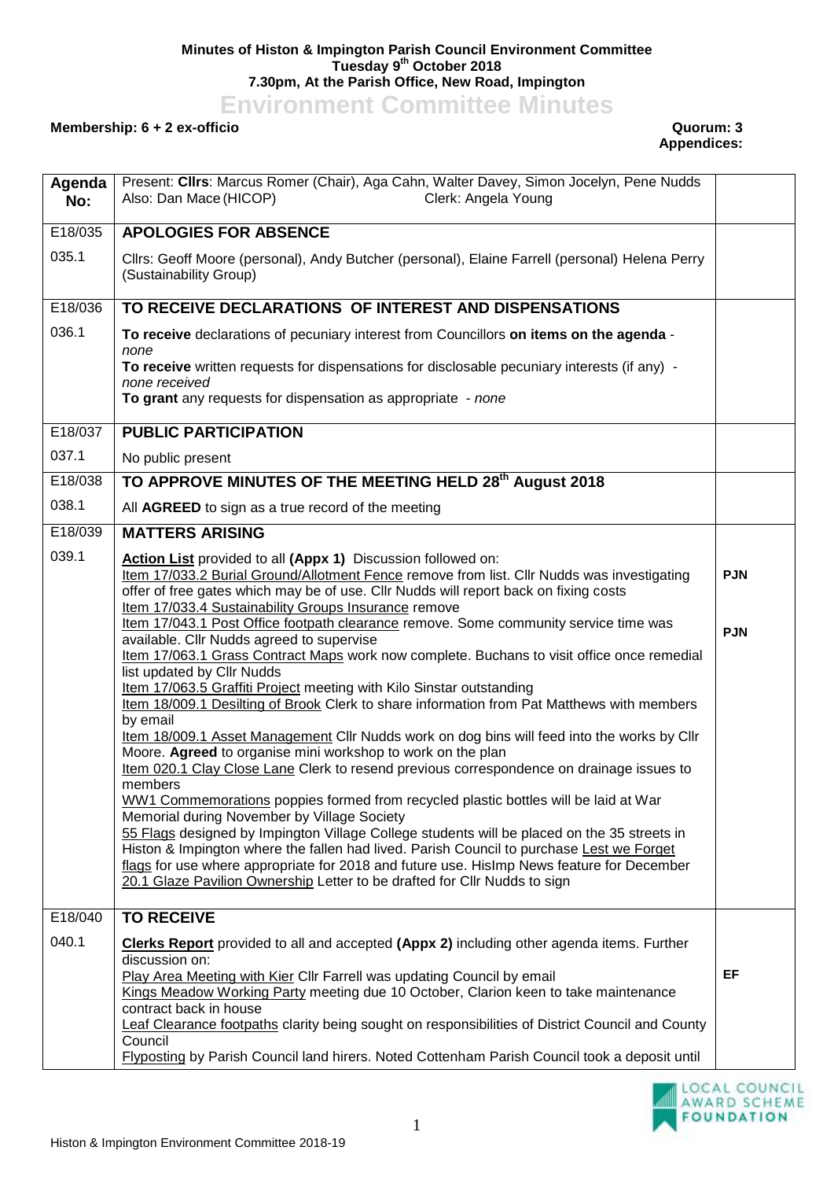**Minutes of Histon & Impington Parish Council Environment Committee**
**Tuesday 9th October 2018**
**7.30pm, At the Parish Office, New Road, Impington**

# Environment Committee Minutes

**Membership: 6 + 2 ex-officio** **Quorum: 3**
**Appendices:**

| Agenda No: | Present: **Cllrs**: Marcus Romer (Chair), Aga Cahn, Walter Davey, Simon Jocelyn, Pene Nudds<br>Also: Dan Mace (HICOP) Clerk: Angela Young | |
|---|---|---|
| E18/035 | **APOLOGIES FOR ABSENCE** | |
| 035.1 | Cllrs: Geoff Moore (personal), Andy Butcher (personal), Elaine Farrell (personal) Helena Perry (Sustainability Group) | |
| E18/036 | **TO RECEIVE DECLARATIONS OF INTEREST AND DISPENSATIONS** | |
| 036.1 | **To receive** declarations of pecuniary interest from Councillors **on items on the agenda** - *none*<br>**To receive** written requests for dispensations for disclosable pecuniary interests (if any) - *none received*<br>**To grant** any requests for dispensation as appropriate - *none* | |
| E18/037 | **PUBLIC PARTICIPATION** | |
| 037.1 | No public present | |
| E18/038 | **TO APPROVE MINUTES OF THE MEETING HELD 28th August 2018** | |
| 038.1 | All **AGREED** to sign as a true record of the meeting | |
| E18/039 | **MATTERS ARISING** | |
| 039.1 | **Action List** provided to all **(Appx 1)** Discussion followed on:<br>Item 17/033.2 Burial Ground/Allotment Fence remove from list. Cllr Nudds was investigating offer of free gates which may be of use. Cllr Nudds will report back on fixing costs<br>Item 17/033.4 Sustainability Groups Insurance remove<br>Item 17/043.1 Post Office footpath clearance remove. Some community service time was available. Cllr Nudds agreed to supervise<br>Item 17/063.1 Grass Contract Maps work now complete. Buchans to visit office once remedial list updated by Cllr Nudds<br>Item 17/063.5 Graffiti Project meeting with Kilo Sinstar outstanding<br>Item 18/009.1 Desilting of Brook Clerk to share information from Pat Matthews with members by email<br>Item 18/009.1 Asset Management Cllr Nudds work on dog bins will feed into the works by Cllr Moore. **Agreed** to organise mini workshop to work on the plan<br>Item 020.1 Clay Close Lane Clerk to resend previous correspondence on drainage issues to members<br>WW1 Commemorations poppies formed from recycled plastic bottles will be laid at War Memorial during November by Village Society<br>55 Flags designed by Impington Village College students will be placed on the 35 streets in Histon & Impington where the fallen had lived. Parish Council to purchase Lest we Forget flags for use where appropriate for 2018 and future use. HisImp News feature for December<br>20.1 Glaze Pavilion Ownership Letter to be drafted for Cllr Nudds to sign | **PJN**<br><br>**PJN** |
| E18/040 | **TO RECEIVE** | |
| 040.1 | **Clerks Report** provided to all and accepted **(Appx 2)** including other agenda items. Further discussion on:<br>Play Area Meeting with Kier Cllr Farrell was updating Council by email<br>Kings Meadow Working Party meeting due 10 October, Clarion keen to take maintenance contract back in house<br>Leaf Clearance footpaths clarity being sought on responsibilities of District Council and County Council<br>Flyposting by Parish Council land hirers. Noted Cottenham Parish Council took a deposit until | **EF** |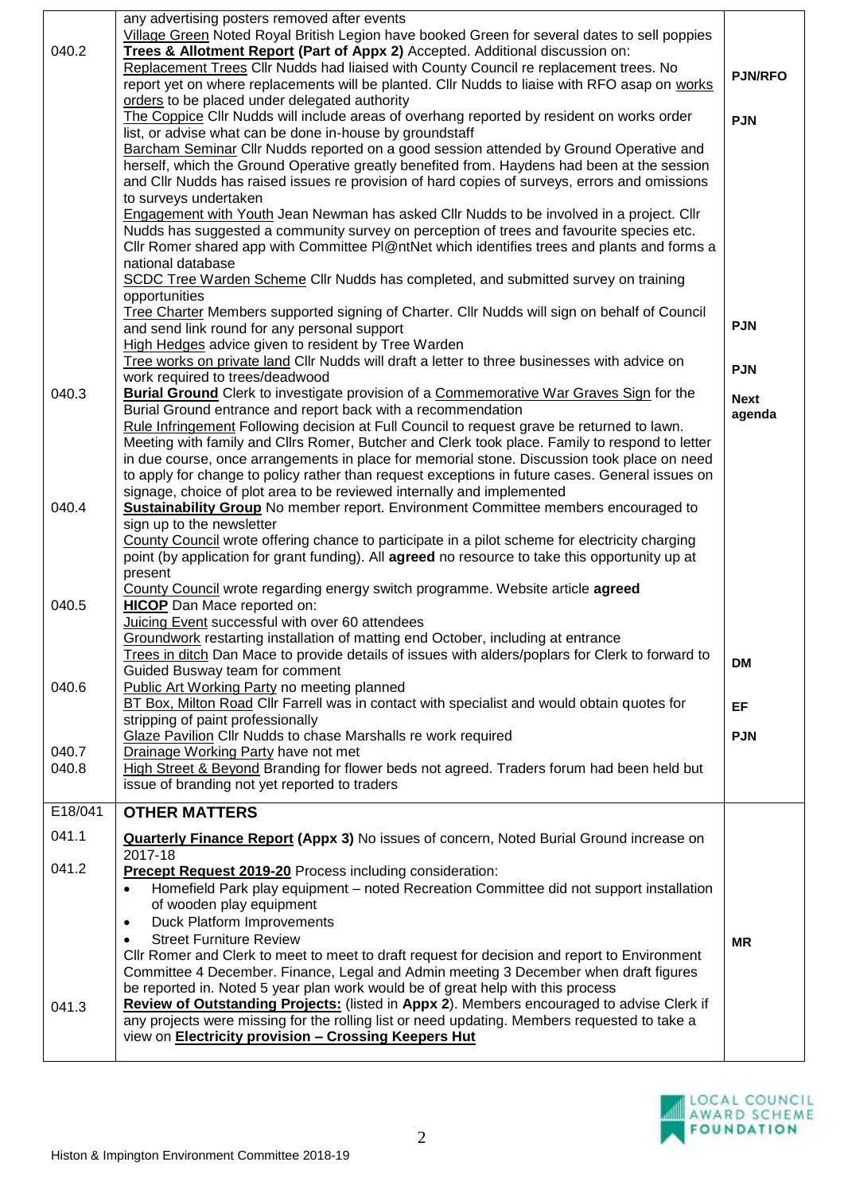| | | |
|---|---|---|
| | any advertising posters removed after events<br>Village Green Noted Royal British Legion have booked Green for several dates to sell poppies | |
| 040.2 | **Trees & Allotment Report (Part of Appx 2)** Accepted. Additional discussion on:<br>Replacement Trees Cllr Nudds had liaised with County Council re replacement trees. No report yet on where replacements will be planted. Cllr Nudds to liaise with RFO asap on works orders to be placed under delegated authority | **PJN/RFO** |
| | The Coppice Cllr Nudds will include areas of overhang reported by resident on works order list, or advise what can be done in-house by groundstaff | **PJN** |
| | Barcham Seminar Cllr Nudds reported on a good session attended by Ground Operative and herself, which the Ground Operative greatly benefited from. Haydens had been at the session and Cllr Nudds has raised issues re provision of hard copies of surveys, errors and omissions to surveys undertaken<br>Engagement with Youth Jean Newman has asked Cllr Nudds to be involved in a project. Cllr Nudds has suggested a community survey on perception of trees and favourite species etc. Cllr Romer shared app with Committee Pl@ntNet which identifies trees and plants and forms a national database<br>SCDC Tree Warden Scheme Cllr Nudds has completed, and submitted survey on training opportunities | |
| | Tree Charter Members supported signing of Charter. Cllr Nudds will sign on behalf of Council and send link round for any personal support<br>High Hedges advice given to resident by Tree Warden | **PJN** |
| | Tree works on private land Cllr Nudds will draft a letter to three businesses with advice on work required to trees/deadwood | **PJN** |
| 040.3 | **Burial Ground** Clerk to investigate provision of a Commemorative War Graves Sign for the Burial Ground entrance and report back with a recommendation<br>Rule Infringement Following decision at Full Council to request grave be returned to lawn. Meeting with family and Cllrs Romer, Butcher and Clerk took place. Family to respond to letter in due course, once arrangements in place for memorial stone. Discussion took place on need to apply for change to policy rather than request exceptions in future cases. General issues on signage, choice of plot area to be reviewed internally and implemented | **Next agenda** |
| 040.4 | **Sustainability Group** No member report. Environment Committee members encouraged to sign up to the newsletter<br>County Council wrote offering chance to participate in a pilot scheme for electricity charging point (by application for grant funding). All **agreed** no resource to take this opportunity up at present<br>County Council wrote regarding energy switch programme. Website article **agreed** | |
| 040.5 | **HICOP** Dan Mace reported on:<br>Juicing Event successful with over 60 attendees<br>Groundwork restarting installation of matting end October, including at entrance<br>Trees in ditch Dan Mace to provide details of issues with alders/poplars for Clerk to forward to Guided Busway team for comment | **DM** |
| 040.6 | Public Art Working Party no meeting planned<br>BT Box, Milton Road Cllr Farrell was in contact with specialist and would obtain quotes for stripping of paint professionally | **EF** |
| | Glaze Pavilion Cllr Nudds to chase Marshalls re work required | **PJN** |
| 040.7 | Drainage Working Party have not met | |
| 040.8 | High Street & Beyond Branding for flower beds not agreed. Traders forum had been held but issue of branding not yet reported to traders | |
| E18/041 | **OTHER MATTERS** | |
| 041.1 | **Quarterly Finance Report (Appx 3)** No issues of concern, Noted Burial Ground increase on 2017-18 | |
| 041.2 | **Precept Request 2019-20** Process including consideration:<br>• Homefield Park play equipment – noted Recreation Committee did not support installation of wooden play equipment<br>• Duck Platform Improvements<br>• Street Furniture Review<br>Cllr Romer and Clerk to meet to meet to draft request for decision and report to Environment Committee 4 December. Finance, Legal and Admin meeting 3 December when draft figures be reported in. Noted 5 year plan work would be of great help with this process | **MR** |
| 041.3 | **Review of Outstanding Projects:** (listed in **Appx 2**). Members encouraged to advise Clerk if any projects were missing for the rolling list or need updating. Members requested to take a view on **Electricity provision – Crossing Keepers Hut** | |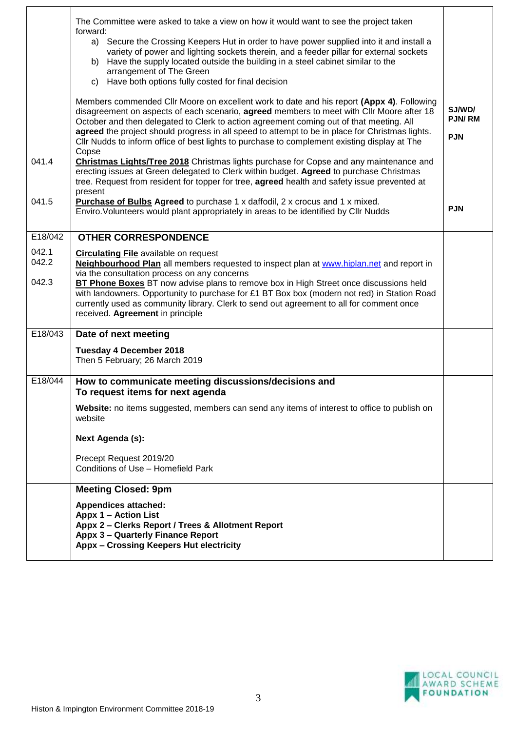| | | |
|---|---|---|
| | The Committee were asked to take a view on how it would want to see the project taken forward:<br>a) Secure the Crossing Keepers Hut in order to have power supplied into it and install a variety of power and lighting sockets therein, and a feeder pillar for external sockets<br>b) Have the supply located outside the building in a steel cabinet similar to the arrangement of The Green<br>c) Have both options fully costed for final decision<br><br>Members commended Cllr Moore on excellent work to date and his report **(Appx 4)**. Following disagreement on aspects of each scenario, **agreed** members to meet with Cllr Moore after 18 October and then delegated to Clerk to action agreement coming out of that meeting. All **agreed** the project should progress in all speed to attempt to be in place for Christmas lights. Cllr Nudds to inform office of best lights to purchase to complement existing display at The Copse | **SJ/WD/ PJN/ RM**<br><br>**PJN** |
| 041.4 | **Christmas Lights/Tree 2018** Christmas lights purchase for Copse and any maintenance and erecting issues at Green delegated to Clerk within budget. **Agreed** to purchase Christmas tree. Request from resident for topper for tree, **agreed** health and safety issue prevented at present | |
| 041.5 | **Purchase of Bulbs Agreed** to purchase 1 x daffodil, 2 x crocus and 1 x mixed. Enviro.Volunteers would plant appropriately in areas to be identified by Cllr Nudds | **PJN** |
| E18/042 | **OTHER CORRESPONDENCE** | |
| 042.1 | **Circulating File** available on request | |
| 042.2 | **Neighbourhood Plan** all members requested to inspect plan at www.hiplan.net and report in via the consultation process on any concerns | |
| 042.3 | **BT Phone Boxes** BT now advise plans to remove box in High Street once discussions held with landowners. Opportunity to purchase for £1 BT Box box (modern not red) in Station Road currently used as community library. Clerk to send out agreement to all for comment once received. **Agreement** in principle | |
| E18/043 | **Date of next meeting**<br><br>**Tuesday 4 December 2018**<br>Then 5 February; 26 March 2019 | |
| E18/044 | **How to communicate meeting discussions/decisions and To request items for next agenda**<br><br>**Website:** no items suggested, members can send any items of interest to office to publish on website<br><br>**Next Agenda (s):**<br><br>Precept Request 2019/20<br>Conditions of Use – Homefield Park | |
| | **Meeting Closed: 9pm**<br><br>**Appendices attached:**<br>**Appx 1 – Action List**<br>**Appx 2 – Clerks Report / Trees & Allotment Report**<br>**Appx 3 – Quarterly Finance Report**<br>**Appx – Crossing Keepers Hut electricity** | |